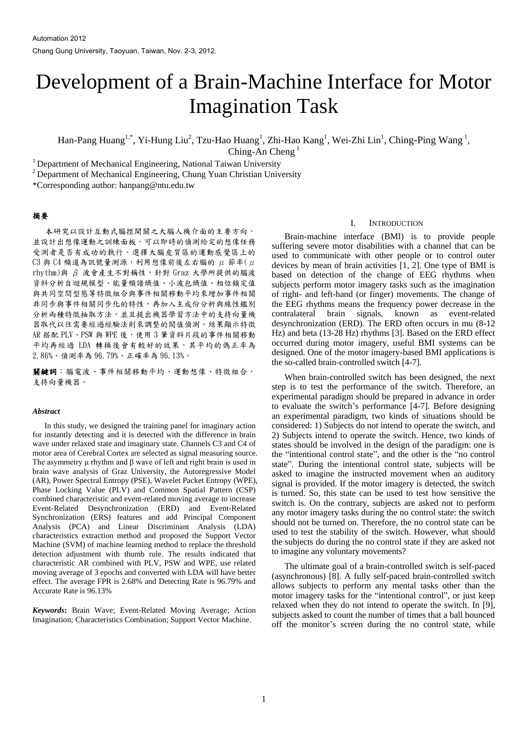Automation 2012

Chang Gung University, Taoyuan, Taiwan, Nov. 2-3, 2012.

# Development of a Brain-Machine Interface for Motor Imagination Task

Han-Pang Huang[1,*], Yi-Hung Liu[2], Tzu-Hao Huang[1], Zhi-Hao Kang[1], Wei-Zhi Lin[1], Ching-Ping Wang[1], Ching-An Cheng[1]

[1] Department of Mechanical Engineering, National Taiwan University

[2] Department of Mechanical Engineering, Chung Yuan Christian University

*Corresponding author: hanpang@ntu.edu.tw

## 摘要

本研究以設計互動式腦控開關之大腦人機介面的主要方向，並設計出想像運動之訓練面板，可以即時的偵測給定的想像任務受測者是否有成功的執行。選擇大腦皮質區的運動感覺區上的 C3 與 C4 頻道為訊號量測源，利用想像前後左右腦的 μ 節率(μ rhythm)與 β 波會產生不對稱性，針對 Graz 大學所提供的腦波資料分析自迴規模型、能量頻譜熵值、小波包熵值、相位鎖定值與共同空間型態等特徵組合與事件相關移動平均來增加事件相關非同步與事件相關同步化的特性，再加入主成份分析與線性鑑別分析兩種特徵抽取方法，並且提出機器學習方法中的支持向量機器取代以往需要經過經驗法則來調整的閥值偵測。結果顯示特徵 AR 搭配 PLV、PSW 與 WPE 後，使用 3 筆資料片段的事件相關移動平均再經過 LDA 轉換後會有較好的效果，其平均的偽正率為 2.86%、偵測率為 96.79%、正確率為 96.13%。

**關鍵詞**：腦電波、事件相關移動平均、運動想像、特徵組合，支持向量機器。

### *Abstract*

In this study, we designed the training panel for imaginary action for instantly detecting and it is detected with the difference in brain wave under relaxed state and imaginary state. Channels C3 and C4 of motor area of Cerebral Cortex are selected as signal measuring source. The asymmetry μ rhythm and β wave of left and right brain is used in brain wave analysis of Graz University, the Autoregressive Model (AR), Power Spectral Entropy (PSE), Wavelet Packet Entropy (WPE), Phase Locking Value (PLV) and Common Spatial Pattern (CSP) combined characteristic and event-related moving average to increase Event-Related Desynchronization (ERD) and Event-Related Synchronization (ERS) features and add Principal Component Analysis (PCA) and Linear Discriminant Analysis (LDA) characteristics extraction method and proposed the Support Vector Machine (SVM) of machine learning method to replace the threshold detection adjustment with thumb rule. The results indicated that characteristic AR combined with PLV, PSW and WPE, use related moving average of 3 epochs and converted with LDA will have better effect. The average FPR is 2.68% and Detecting Rate is 96.79% and Accurate Rate is 96.13%

***Keywords*:** Brain Wave; Event-Related Moving Average; Action Imagination; Characteristics Combination; Support Vector Machine.

## I. INTRODUCTION

Brain-machine interface (BMI) is to provide people suffering severe motor disabilities with a channel that can be used to communicate with other people or to control outer devices by mean of brain activities [1, 2]. One type of BMI is based on detection of the change of EEG rhythms when subjects perform motor imagery tasks such as the imagination of right- and left-hand (or finger) movements. The change of the EEG rhythms means the frequency power decrease in the contralateral brain signals, known as event-related desynchronization (ERD). The ERD often occurs in mu (8-12 Hz) and beta (13-28 Hz) rhythms [3]. Based on the ERD effect occurred during motor imagery, useful BMI systems can be designed. One of the motor imagery-based BMI applications is the so-called brain-controlled switch [4-7].

When brain-controlled switch has been designed, the next step is to test the performance of the switch. Therefore, an experimental paradigm should be prepared in advance in order to evaluate the switch's performance [4-7]. Before designing an experimental paradigm, two kinds of situations should be considered: 1) Subjects do not intend to operate the switch, and 2) Subjects intend to operate the switch. Hence, two kinds of states should be involved in the design of the paradigm: one is the "intentional control state", and the other is the "no control state". During the intentional control state, subjects will be asked to imagine the instructed movement when an auditory signal is provided. If the motor imagery is detected, the switch is turned. So, this state can be used to test how sensitive the switch is. On the contrary, subjects are asked not to perform any motor imagery tasks during the no control state: the switch should not be turned on. Therefore, the no control state can be used to test the stability of the switch. However, what should the subjects do during the no control state if they are asked not to imagine any voluntary movements?

The ultimate goal of a brain-controlled switch is self-paced (asynchronous) [8]. A fully self-paced brain-controlled switch allows subjects to perform any mental tasks other than the motor imagery tasks for the "intentional control", or just keep relaxed when they do not intend to operate the switch. In [9], subjects asked to count the number of times that a ball bounced off the monitor's screen during the no control state, while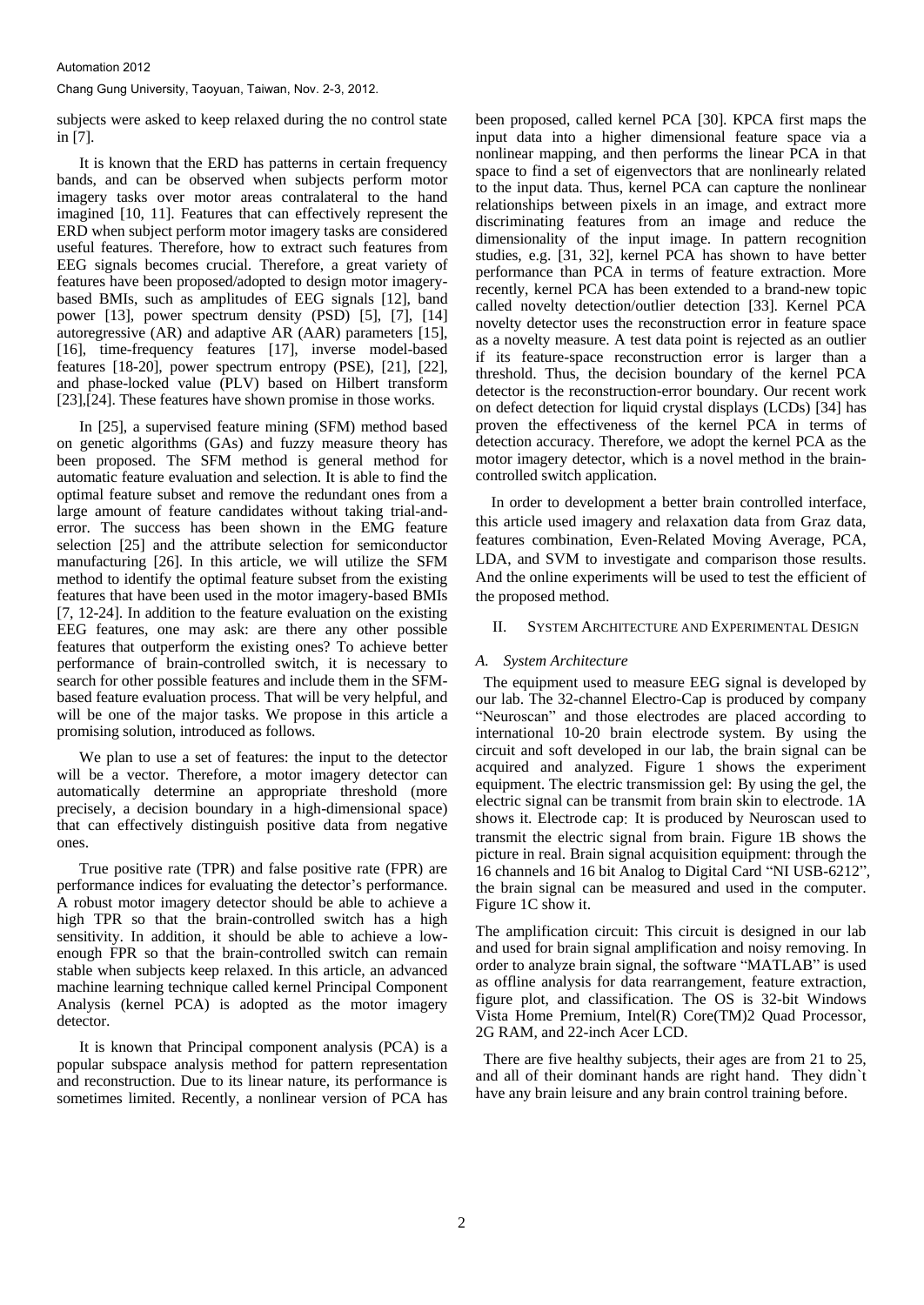subjects were asked to keep relaxed during the no control state in [7].

It is known that the ERD has patterns in certain frequency bands, and can be observed when subjects perform motor imagery tasks over motor areas contralateral to the hand imagined [10, 11]. Features that can effectively represent the ERD when subject perform motor imagery tasks are considered useful features. Therefore, how to extract such features from EEG signals becomes crucial. Therefore, a great variety of features have been proposed/adopted to design motor imagery-based BMIs, such as amplitudes of EEG signals [12], band power [13], power spectrum density (PSD) [5], [7], [14] autoregressive (AR) and adaptive AR (AAR) parameters [15], [16], time-frequency features [17], inverse model-based features [18-20], power spectrum entropy (PSE), [21], [22], and phase-locked value (PLV) based on Hilbert transform [23],[24]. These features have shown promise in those works.

In [25], a supervised feature mining (SFM) method based on genetic algorithms (GAs) and fuzzy measure theory has been proposed. The SFM method is general method for automatic feature evaluation and selection. It is able to find the optimal feature subset and remove the redundant ones from a large amount of feature candidates without taking trial-and-error. The success has been shown in the EMG feature selection [25] and the attribute selection for semiconductor manufacturing [26]. In this article, we will utilize the SFM method to identify the optimal feature subset from the existing features that have been used in the motor imagery-based BMIs [7, 12-24]. In addition to the feature evaluation on the existing EEG features, one may ask: are there any other possible features that outperform the existing ones? To achieve better performance of brain-controlled switch, it is necessary to search for other possible features and include them in the SFM-based feature evaluation process. That will be very helpful, and will be one of the major tasks. We propose in this article a promising solution, introduced as follows.

We plan to use a set of features: the input to the detector will be a vector. Therefore, a motor imagery detector can automatically determine an appropriate threshold (more precisely, a decision boundary in a high-dimensional space) that can effectively distinguish positive data from negative ones.

True positive rate (TPR) and false positive rate (FPR) are performance indices for evaluating the detector's performance. A robust motor imagery detector should be able to achieve a high TPR so that the brain-controlled switch has a high sensitivity. In addition, it should be able to achieve a low-enough FPR so that the brain-controlled switch can remain stable when subjects keep relaxed. In this article, an advanced machine learning technique called kernel Principal Component Analysis (kernel PCA) is adopted as the motor imagery detector.

It is known that Principal component analysis (PCA) is a popular subspace analysis method for pattern representation and reconstruction. Due to its linear nature, its performance is sometimes limited. Recently, a nonlinear version of PCA has been proposed, called kernel PCA [30]. KPCA first maps the input data into a higher dimensional feature space via a nonlinear mapping, and then performs the linear PCA in that space to find a set of eigenvectors that are nonlinearly related to the input data. Thus, kernel PCA can capture the nonlinear relationships between pixels in an image, and extract more discriminating features from an image and reduce the dimensionality of the input image. In pattern recognition studies, e.g. [31, 32], kernel PCA has shown to have better performance than PCA in terms of feature extraction. More recently, kernel PCA has been extended to a brand-new topic called novelty detection/outlier detection [33]. Kernel PCA novelty detector uses the reconstruction error in feature space as a novelty measure. A test data point is rejected as an outlier if its feature-space reconstruction error is larger than a threshold. Thus, the decision boundary of the kernel PCA detector is the reconstruction-error boundary. Our recent work on defect detection for liquid crystal displays (LCDs) [34] has proven the effectiveness of the kernel PCA in terms of detection accuracy. Therefore, we adopt the kernel PCA as the motor imagery detector, which is a novel method in the brain-controlled switch application.

In order to development a better brain controlled interface, this article used imagery and relaxation data from Graz data, features combination, Even-Related Moving Average, PCA, LDA, and SVM to investigate and comparison those results. And the online experiments will be used to test the efficient of the proposed method.

## II. System Architecture and Experimental Design

### *A. System Architecture*

The equipment used to measure EEG signal is developed by our lab. The 32-channel Electro-Cap is produced by company "Neuroscan" and those electrodes are placed according to international 10-20 brain electrode system. By using the circuit and soft developed in our lab, the brain signal can be acquired and analyzed. Figure 1 shows the experiment equipment. The electric transmission gel: By using the gel, the electric signal can be transmit from brain skin to electrode. 1A shows it. Electrode cap: It is produced by Neuroscan used to transmit the electric signal from brain. Figure 1B shows the picture in real. Brain signal acquisition equipment: through the 16 channels and 16 bit Analog to Digital Card "NI USB-6212", the brain signal can be measured and used in the computer. Figure 1C show it.

The amplification circuit: This circuit is designed in our lab and used for brain signal amplification and noisy removing. In order to analyze brain signal, the software "MATLAB" is used as offline analysis for data rearrangement, feature extraction, figure plot, and classification. The OS is 32-bit Windows Vista Home Premium, Intel(R) Core(TM)2 Quad Processor, 2G RAM, and 22-inch Acer LCD.

There are five healthy subjects, their ages are from 21 to 25, and all of their dominant hands are right hand. They didn`t have any brain leisure and any brain control training before.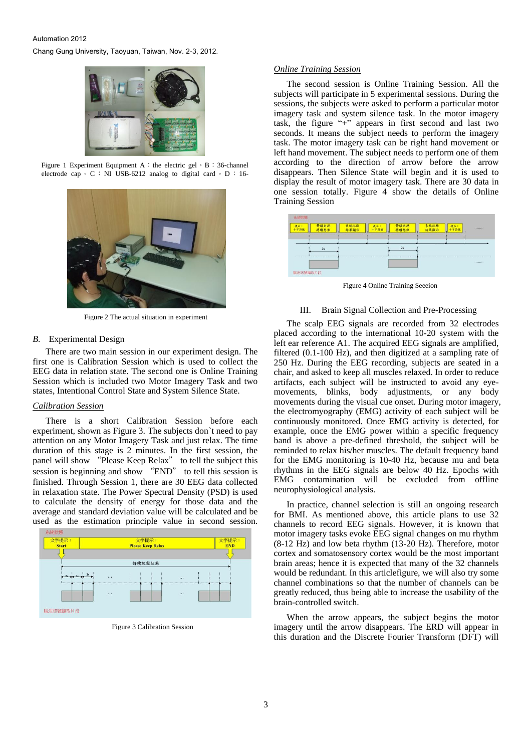Figure 1 Experiment Equipment A：the electric gel。B：36-channel electrode cap。C：NI USB-6212 analog to digital card。D：16-

Figure 2 The actual situation in experiment

## B. Experimental Design

There are two main session in our experiment design. The first one is Calibration Session which is used to collect the EEG data in relation state. The second one is Online Training Session which is included two Motor Imagery Task and two states, Intentional Control State and System Silence State.

*Calibration Session*

There is a short Calibration Session before each experiment, shown as Figure 3. The subjects don`t need to pay attention on any Motor Imagery Task and just relax. The time duration of this stage is 2 minutes. In the first session, the panel will show "Please Keep Relax" to tell the subject this session is beginning and show "END" to tell this session is finished. Through Session 1, there are 30 EEG data collected in relaxation state. The Power Spectral Density (PSD) is used to calculate the density of energy for those data and the average and standard deviation value will be calculated and be used as the estimation principle value in second session.

Figure 3 Calibration Session

*Online Training Session*

The second session is Online Training Session. All the subjects will participate in 5 experimental sessions. During the sessions, the subjects were asked to perform a particular motor imagery task and system silence task. In the motor imagery task, the figure "+" appears in first second and last two seconds. It means the subject needs to perform the imagery task. The motor imagery task can be right hand movement or left hand movement. The subject needs to perform one of them according to the direction of arrow before the arrow disappears. Then Silence State will begin and it is used to display the result of motor imagery task. There are 30 data in one session totally. Figure 4 show the details of Online Training Session

Figure 4 Online Training Seeeion

# III. Brain Signal Collection and Pre-Processing

The scalp EEG signals are recorded from 32 electrodes placed according to the international 10-20 system with the left ear reference A1. The acquired EEG signals are amplified, filtered (0.1-100 Hz), and then digitized at a sampling rate of 250 Hz. During the EEG recording, subjects are seated in a chair, and asked to keep all muscles relaxed. In order to reduce artifacts, each subject will be instructed to avoid any eye-movements, blinks, body adjustments, or any body movements during the visual cue onset. During motor imagery, the electromyography (EMG) activity of each subject will be continuously monitored. Once EMG activity is detected, for example, once the EMG power within a specific frequency band is above a pre-defined threshold, the subject will be reminded to relax his/her muscles. The default frequency band for the EMG monitoring is 10-40 Hz, because mu and beta rhythms in the EEG signals are below 40 Hz. Epochs with EMG contamination will be excluded from offline neurophysiological analysis.

In practice, channel selection is still an ongoing research for BMI. As mentioned above, this article plans to use 32 channels to record EEG signals. However, it is known that motor imagery tasks evoke EEG signal changes on mu rhythm (8-12 Hz) and low beta rhythm (13-20 Hz). Therefore, motor cortex and somatosensory cortex would be the most important brain areas; hence it is expected that many of the 32 channels would be redundant. In this articlefigure, we will also try some channel combinations so that the number of channels can be greatly reduced, thus being able to increase the usability of the brain-controlled switch.

When the arrow appears, the subject begins the motor imagery until the arrow disappears. The ERD will appear in this duration and the Discrete Fourier Transform (DFT) will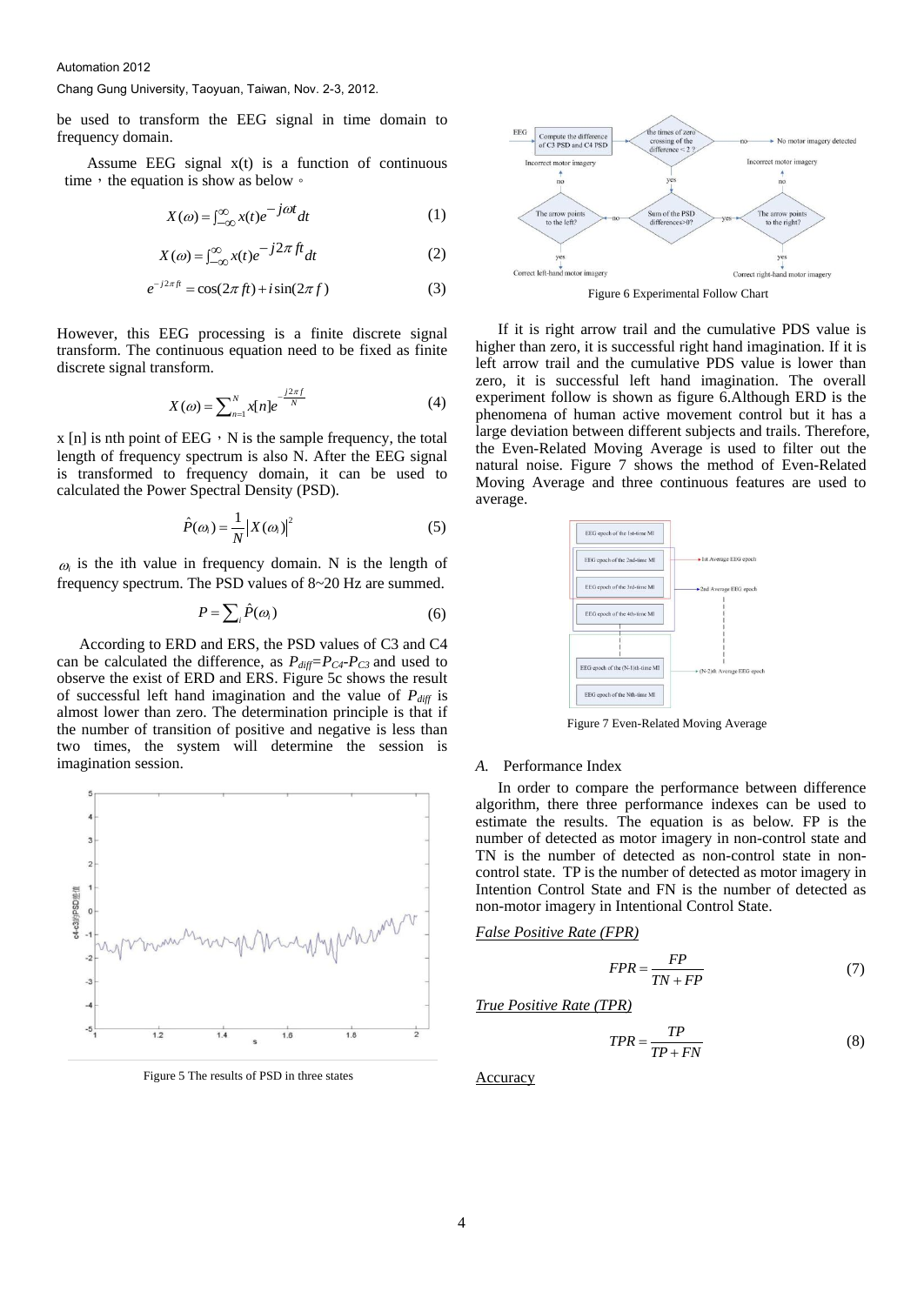be used to transform the EEG signal in time domain to frequency domain.

Assume EEG signal x(t) is a function of continuous time，the equation is show as below。

$$X(\omega) = \int_{-\infty}^{\infty} x(t)e^{-j\omega t}dt \quad (1)$$

$$X(\omega) = \int_{-\infty}^{\infty} x(t)e^{-j2\pi ft}dt \quad (2)$$

$$e^{-j2\pi ft} = \cos(2\pi ft) + i\sin(2\pi f) \quad (3)$$

However, this EEG processing is a finite discrete signal transform. The continuous equation need to be fixed as finite discrete signal transform.

$$X(\omega) = \sum_{n=1}^{N} x[n]e^{-\frac{j2\pi f}{N}} \quad (4)$$

x [n] is nth point of EEG，N is the sample frequency, the total length of frequency spectrum is also N. After the EEG signal is transformed to frequency domain, it can be used to calculated the Power Spectral Density (PSD).

$$\hat{P}(\omega_i) = \frac{1}{N}|X(\omega_i)|^2 \quad (5)$$

$\omega_i$ is the ith value in frequency domain. N is the length of frequency spectrum. The PSD values of 8~20 Hz are summed.

$$P = \sum_i \hat{P}(\omega_i) \quad (6)$$

According to ERD and ERS, the PSD values of C3 and C4 can be calculated the difference, as $P_{diff}=P_{C4}-P_{C3}$ and used to observe the exist of ERD and ERS. Figure 5c shows the result of successful left hand imagination and the value of $P_{diff}$ is almost lower than zero. The determination principle is that if the number of transition of positive and negative is less than two times, the system will determine the session is imagination session.

Figure 5 The results of PSD in three states

Figure 6 Experimental Follow Chart

If it is right arrow trail and the cumulative PDS value is higher than zero, it is successful right hand imagination. If it is left arrow trail and the cumulative PDS value is lower than zero, it is successful left hand imagination. The overall experiment follow is shown as figure 6.Although ERD is the phenomena of human active movement control but it has a large deviation between different subjects and trails. Therefore, the Even-Related Moving Average is used to filter out the natural noise. Figure 7 shows the method of Even-Related Moving Average and three continuous features are used to average.

Figure 7 Even-Related Moving Average

### A. Performance Index

In order to compare the performance between difference algorithm, there three performance indexes can be used to estimate the results. The equation is as below. FP is the number of detected as motor imagery in non-control state and TN is the number of detected as non-control state in non-control state. TP is the number of detected as motor imagery in Intention Control State and FN is the number of detected as non-motor imagery in Intentional Control State.

*False Positive Rate (FPR)*

$$FPR = \frac{FP}{TN + FP} \quad (7)$$

*True Positive Rate (TPR)*

$$TPR = \frac{TP}{TP + FN} \quad (8)$$

Accuracy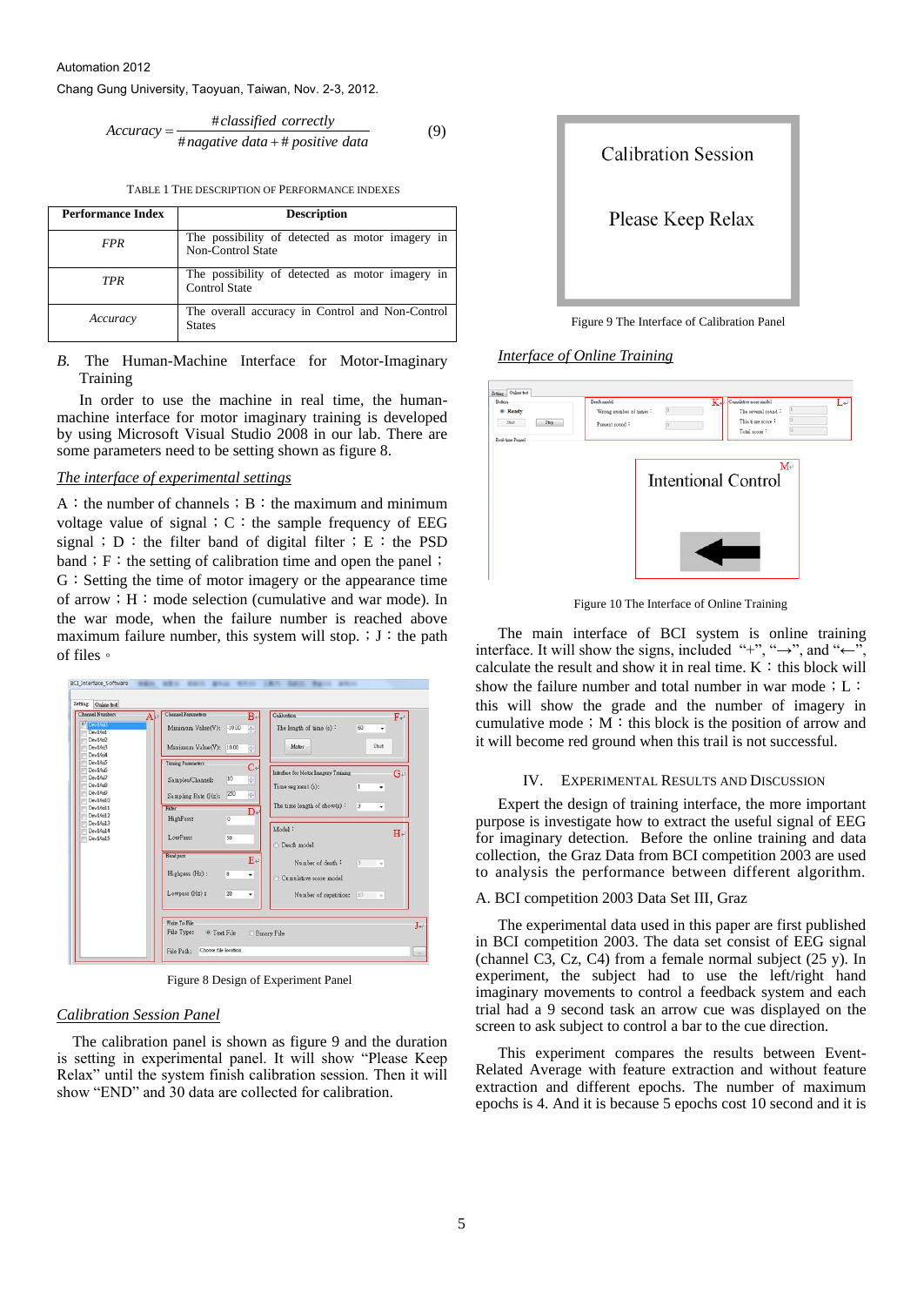$$Accuracy = \frac{\#classified\ correctly}{\#nagative\ data + \#\ positive\ data} \tag{9}$$

TABLE 1 THE DESCRIPTION OF PERFORMANCE INDEXES

| Performance Index | Description |
|---|---|
| *FPR* | The possibility of detected as motor imagery in Non-Control State |
| *TPR* | The possibility of detected as motor imagery in Control State |
| *Accuracy* | The overall accuracy in Control and Non-Control States |

*B.* The Human-Machine Interface for Motor-Imaginary Training

In order to use the machine in real time, the human-machine interface for motor imaginary training is developed by using Microsoft Visual Studio 2008 in our lab. There are some parameters need to be setting shown as figure 8.

*The interface of experimental settings*

A：the number of channels；B：the maximum and minimum voltage value of signal；C：the sample frequency of EEG signal；D：the filter band of digital filter；E：the PSD band；F：the setting of calibration time and open the panel；G：Setting the time of motor imagery or the appearance time of arrow；H：mode selection (cumulative and war mode). In the war mode, when the failure number is reached above maximum failure number, this system will stop.；J：the path of files。

Figure 8 Design of Experiment Panel

*Calibration Session Panel*

The calibration panel is shown as figure 9 and the duration is setting in experimental panel. It will show "Please Keep Relax" until the system finish calibration session. Then it will show "END" and 30 data are collected for calibration.

Figure 9 The Interface of Calibration Panel

*Interface of Online Training*

Figure 10 The Interface of Online Training

The main interface of BCI system is online training interface. It will show the signs, included "+", "→", and "←", calculate the result and show it in real time. K：this block will show the failure number and total number in war mode；L：this will show the grade and the number of imagery in cumulative mode；M：this block is the position of arrow and it will become red ground when this trail is not successful.

## IV. EXPERIMENTAL RESULTS AND DISCUSSION

Expert the design of training interface, the more important purpose is investigate how to extract the useful signal of EEG for imaginary detection. Before the online training and data collection, the Graz Data from BCI competition 2003 are used to analysis the performance between different algorithm.

A. BCI competition 2003 Data Set III, Graz

The experimental data used in this paper are first published in BCI competition 2003. The data set consist of EEG signal (channel C3, Cz, C4) from a female normal subject (25 y). In experiment, the subject had to use the left/right hand imaginary movements to control a feedback system and each trial had a 9 second task an arrow cue was displayed on the screen to ask subject to control a bar to the cue direction.

This experiment compares the results between Event-Related Average with feature extraction and without feature extraction and different epochs. The number of maximum epochs is 4. And it is because 5 epochs cost 10 second and it is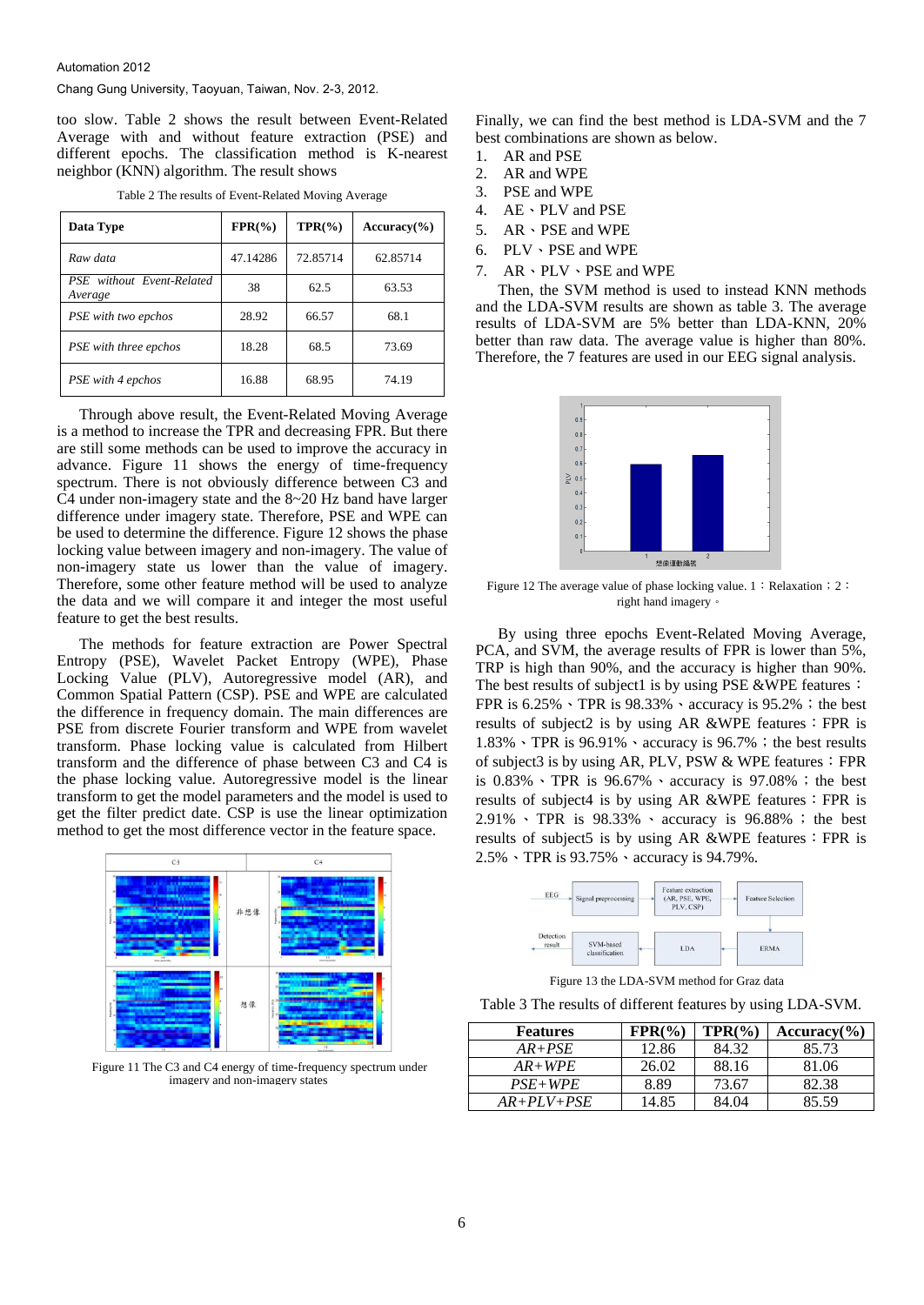too slow. Table 2 shows the result between Event-Related Average with and without feature extraction (PSE) and different epochs. The classification method is K-nearest neighbor (KNN) algorithm. The result shows

Table 2 The results of Event-Related Moving Average

| Data Type | FPR(%) | TPR(%) | Accuracy(%) |
|---|---|---|---|
| *Raw data* | 47.14286 | 72.85714 | 62.85714 |
| *PSE without Event-Related Average* | 38 | 62.5 | 63.53 |
| *PSE with two epchos* | 28.92 | 66.57 | 68.1 |
| *PSE with three epchos* | 18.28 | 68.5 | 73.69 |
| *PSE with 4 epchos* | 16.88 | 68.95 | 74.19 |

Through above result, the Event-Related Moving Average is a method to increase the TPR and decreasing FPR. But there are still some methods can be used to improve the accuracy in advance. Figure 11 shows the energy of time-frequency spectrum. There is not obviously difference between C3 and C4 under non-imagery state and the 8~20 Hz band have larger difference under imagery state. Therefore, PSE and WPE can be used to determine the difference. Figure 12 shows the phase locking value between imagery and non-imagery. The value of non-imagery state us lower than the value of imagery. Therefore, some other feature method will be used to analyze the data and we will compare it and integer the most useful feature to get the best results.

The methods for feature extraction are Power Spectral Entropy (PSE), Wavelet Packet Entropy (WPE), Phase Locking Value (PLV), Autoregressive model (AR), and Common Spatial Pattern (CSP). PSE and WPE are calculated the difference in frequency domain. The main differences are PSE from discrete Fourier transform and WPE from wavelet transform. Phase locking value is calculated from Hilbert transform and the difference of phase between C3 and C4 is the phase locking value. Autoregressive model is the linear transform to get the model parameters and the model is used to get the filter predict date. CSP is use the linear optimization method to get the most difference vector in the feature space.

Figure 11 The C3 and C4 energy of time-frequency spectrum under imagery and non-imagery states

Finally, we can find the best method is LDA-SVM and the 7 best combinations are shown as below.

1. AR and PSE
2. AR and WPE
3. PSE and WPE
4. AE、PLV and PSE
5. AR、PSE and WPE
6. PLV、PSE and WPE
7. AR、PLV、PSE and WPE

Then, the SVM method is used to instead KNN methods and the LDA-SVM results are shown as table 3. The average results of LDA-SVM are 5% better than LDA-KNN, 20% better than raw data. The average value is higher than 80%. Therefore, the 7 features are used in our EEG signal analysis.

Figure 12 The average value of phase locking value. 1：Relaxation；2：right hand imagery。

By using three epochs Event-Related Moving Average, PCA, and SVM, the average results of FPR is lower than 5%, TRP is high than 90%, and the accuracy is higher than 90%. The best results of subject1 is by using PSE &WPE features：FPR is 6.25%、TPR is 98.33%、accuracy is 95.2%；the best results of subject2 is by using AR &WPE features：FPR is 1.83%、TPR is 96.91%、accuracy is 96.7%；the best results of subject3 is by using AR, PLV, PSW & WPE features：FPR is 0.83%、TPR is 96.67%、accuracy is 97.08%；the best results of subject4 is by using AR &WPE features：FPR is 2.91%、TPR is 98.33%、accuracy is 96.88%；the best results of subject5 is by using AR &WPE features：FPR is 2.5%、TPR is 93.75%、accuracy is 94.79%.

Figure 13 the LDA-SVM method for Graz data

Table 3 The results of different features by using LDA-SVM.

| Features | FPR(%) | TPR(%) | Accuracy(%) |
|---|---|---|---|
| *AR+PSE* | 12.86 | 84.32 | 85.73 |
| *AR+WPE* | 26.02 | 88.16 | 81.06 |
| *PSE+WPE* | 8.89 | 73.67 | 82.38 |
| *AR+PLV+PSE* | 14.85 | 84.04 | 85.59 |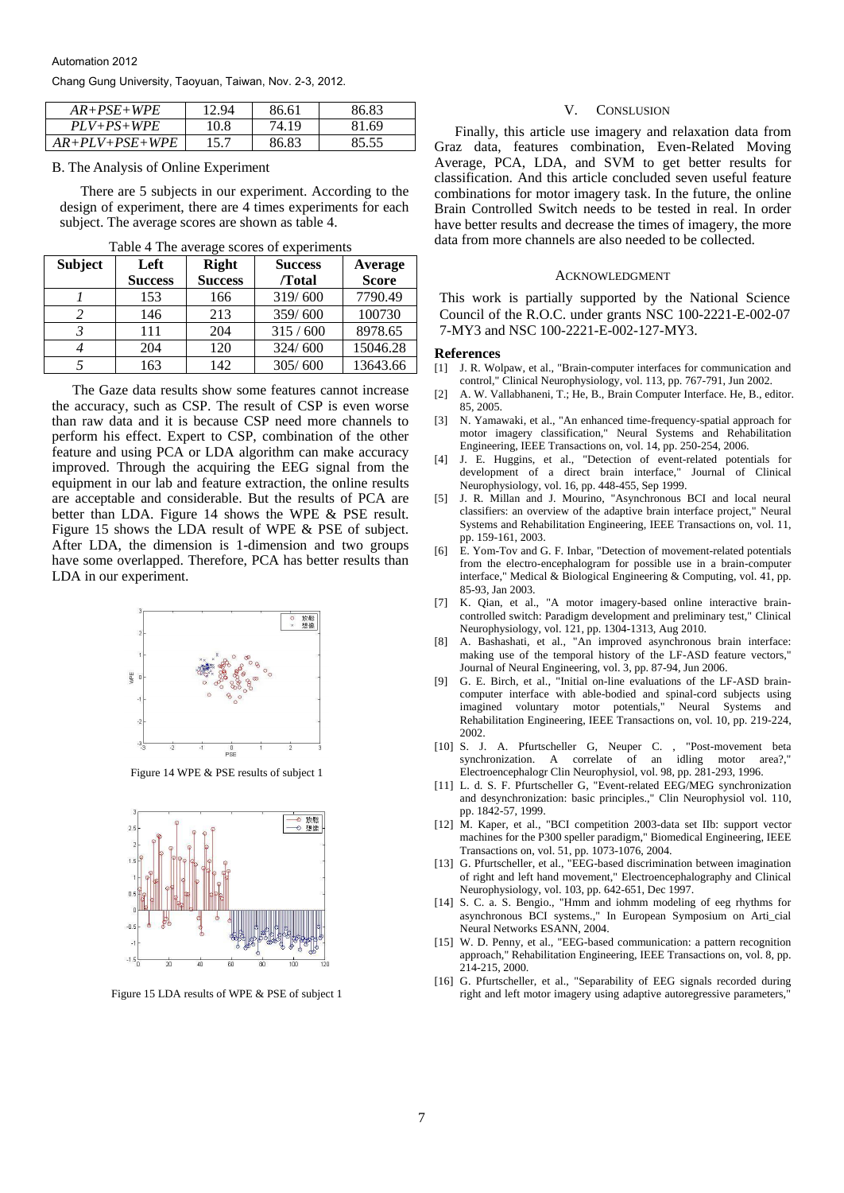| AR+PSE+WPE | 12.94 | 86.61 | 86.83 |
|---|---|---|---|
| PLV+PS+WPE | 10.8 | 74.19 | 81.69 |
| AR+PLV+PSE+WPE | 15.7 | 86.83 | 85.55 |

### B. The Analysis of Online Experiment

There are 5 subjects in our experiment. According to the design of experiment, there are 4 times experiments for each subject. The average scores are shown as table 4.

Table 4 The average scores of experiments

| Subject | Left Success | Right Success | Success /Total | Average Score |
|---|---|---|---|---|
| *1* | 153 | 166 | 319/ 600 | 7790.49 |
| *2* | 146 | 213 | 359/ 600 | 100730 |
| *3* | 111 | 204 | 315 / 600 | 8978.65 |
| *4* | 204 | 120 | 324/ 600 | 15046.28 |
| *5* | 163 | 142 | 305/ 600 | 13643.66 |

The Gaze data results show some features cannot increase the accuracy, such as CSP. The result of CSP is even worse than raw data and it is because CSP need more channels to perform his effect. Expert to CSP, combination of the other feature and using PCA or LDA algorithm can make accuracy improved. Through the acquiring the EEG signal from the equipment in our lab and feature extraction, the online results are acceptable and considerable. But the results of PCA are better than LDA. Figure 14 shows the WPE & PSE result. Figure 15 shows the LDA result of WPE & PSE of subject. After LDA, the dimension is 1-dimension and two groups have some overlapped. Therefore, PCA has better results than LDA in our experiment.

Figure 14 WPE & PSE results of subject 1

Figure 15 LDA results of WPE & PSE of subject 1

## V. CONSLUSION

Finally, this article use imagery and relaxation data from Graz data, features combination, Even-Related Moving Average, PCA, LDA, and SVM to get better results for classification. And this article concluded seven useful feature combinations for motor imagery task. In the future, the online Brain Controlled Switch needs to be tested in real. In order have better results and decrease the times of imagery, the more data from more channels are also needed to be collected.

## ACKNOWLEDGMENT

This work is partially supported by the National Science Council of the R.O.C. under grants NSC 100-2221-E-002-07 7-MY3 and NSC 100-2221-E-002-127-MY3.

## References

[1] J. R. Wolpaw, et al., "Brain-computer interfaces for communication and control," Clinical Neurophysiology, vol. 113, pp. 767-791, Jun 2002.

[2] A. W. Vallabhaneni, T.; He, B., Brain Computer Interface. He, B., editor. 85, 2005.

[3] N. Yamawaki, et al., "An enhanced time-frequency-spatial approach for motor imagery classification," Neural Systems and Rehabilitation Engineering, IEEE Transactions on, vol. 14, pp. 250-254, 2006.

[4] J. E. Huggins, et al., "Detection of event-related potentials for development of a direct brain interface," Journal of Clinical Neurophysiology, vol. 16, pp. 448-455, Sep 1999.

[5] J. R. Millan and J. Mourino, "Asynchronous BCI and local neural classifiers: an overview of the adaptive brain interface project," Neural Systems and Rehabilitation Engineering, IEEE Transactions on, vol. 11, pp. 159-161, 2003.

[6] E. Yom-Tov and G. F. Inbar, "Detection of movement-related potentials from the electro-encephalogram for possible use in a brain-computer interface," Medical & Biological Engineering & Computing, vol. 41, pp. 85-93, Jan 2003.

[7] K. Qian, et al., "A motor imagery-based online interactive brain-controlled switch: Paradigm development and preliminary test," Clinical Neurophysiology, vol. 121, pp. 1304-1313, Aug 2010.

[8] A. Bashashati, et al., "An improved asynchronous brain interface: making use of the temporal history of the LF-ASD feature vectors," Journal of Neural Engineering, vol. 3, pp. 87-94, Jun 2006.

[9] G. E. Birch, et al., "Initial on-line evaluations of the LF-ASD brain-computer interface with able-bodied and spinal-cord subjects using imagined voluntary motor potentials," Neural Systems and Rehabilitation Engineering, IEEE Transactions on, vol. 10, pp. 219-224, 2002.

[10] S. J. A. Pfurtscheller G, Neuper C. , "Post-movement beta synchronization. A correlate of an idling motor area?," Electroencephalogr Clin Neurophysiol, vol. 98, pp. 281-293, 1996.

[11] L. d. S. F. Pfurtscheller G, "Event-related EEG/MEG synchronization and desynchronization: basic principles.," Clin Neurophysiol vol. 110, pp. 1842-57, 1999.

[12] M. Kaper, et al., "BCI competition 2003-data set IIb: support vector machines for the P300 speller paradigm," Biomedical Engineering, IEEE Transactions on, vol. 51, pp. 1073-1076, 2004.

[13] G. Pfurtscheller, et al., "EEG-based discrimination between imagination of right and left hand movement," Electroencephalography and Clinical Neurophysiology, vol. 103, pp. 642-651, Dec 1997.

[14] S. C. a. S. Bengio., "Hmm and iohmm modeling of eeg rhythms for asynchronous BCI systems.," In European Symposium on Arti_cial Neural Networks ESANN, 2004.

[15] W. D. Penny, et al., "EEG-based communication: a pattern recognition approach," Rehabilitation Engineering, IEEE Transactions on, vol. 8, pp. 214-215, 2000.

[16] G. Pfurtscheller, et al., "Separability of EEG signals recorded during right and left motor imagery using adaptive autoregressive parameters,"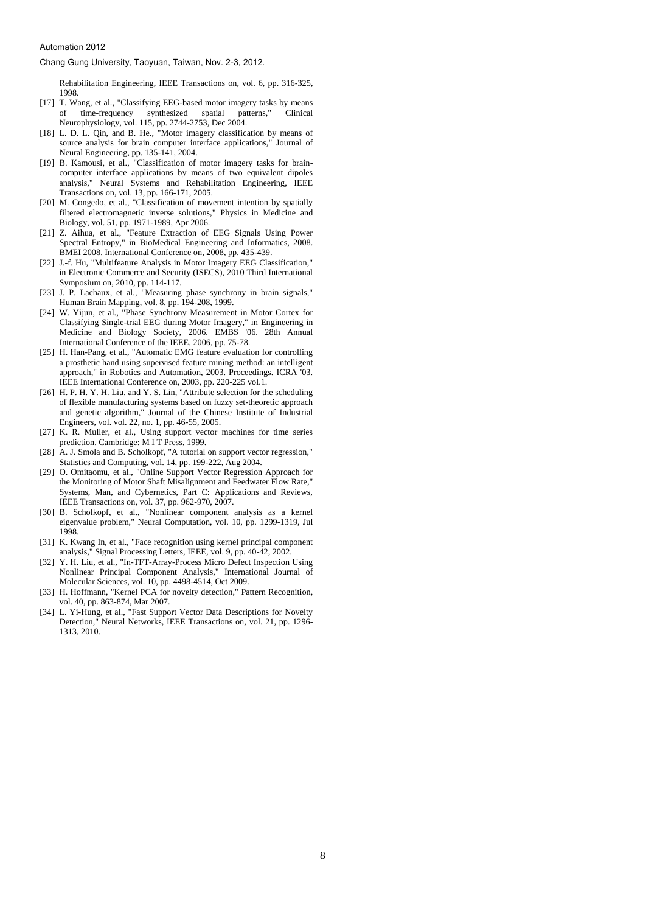Rehabilitation Engineering, IEEE Transactions on, vol. 6, pp. 316-325, 1998.

[17] T. Wang, et al., "Classifying EEG-based motor imagery tasks by means of time-frequency synthesized spatial patterns," Clinical Neurophysiology, vol. 115, pp. 2744-2753, Dec 2004.

[18] L. D. L. Qin, and B. He., "Motor imagery classification by means of source analysis for brain computer interface applications," Journal of Neural Engineering, pp. 135-141, 2004.

[19] B. Kamousi, et al., "Classification of motor imagery tasks for brain-computer interface applications by means of two equivalent dipoles analysis," Neural Systems and Rehabilitation Engineering, IEEE Transactions on, vol. 13, pp. 166-171, 2005.

[20] M. Congedo, et al., "Classification of movement intention by spatially filtered electromagnetic inverse solutions," Physics in Medicine and Biology, vol. 51, pp. 1971-1989, Apr 2006.

[21] Z. Aihua, et al., "Feature Extraction of EEG Signals Using Power Spectral Entropy," in BioMedical Engineering and Informatics, 2008. BMEI 2008. International Conference on, 2008, pp. 435-439.

[22] J.-f. Hu, "Multifeature Analysis in Motor Imagery EEG Classification," in Electronic Commerce and Security (ISECS), 2010 Third International Symposium on, 2010, pp. 114-117.

[23] J. P. Lachaux, et al., "Measuring phase synchrony in brain signals," Human Brain Mapping, vol. 8, pp. 194-208, 1999.

[24] W. Yijun, et al., "Phase Synchrony Measurement in Motor Cortex for Classifying Single-trial EEG during Motor Imagery," in Engineering in Medicine and Biology Society, 2006. EMBS '06. 28th Annual International Conference of the IEEE, 2006, pp. 75-78.

[25] H. Han-Pang, et al., "Automatic EMG feature evaluation for controlling a prosthetic hand using supervised feature mining method: an intelligent approach," in Robotics and Automation, 2003. Proceedings. ICRA '03. IEEE International Conference on, 2003, pp. 220-225 vol.1.

[26] H. P. H. Y. H. Liu, and Y. S. Lin, "Attribute selection for the scheduling of flexible manufacturing systems based on fuzzy set-theoretic approach and genetic algorithm," Journal of the Chinese Institute of Industrial Engineers, vol. vol. 22, no. 1, pp. 46-55, 2005.

[27] K. R. Muller, et al., Using support vector machines for time series prediction. Cambridge: M I T Press, 1999.

[28] A. J. Smola and B. Scholkopf, "A tutorial on support vector regression," Statistics and Computing, vol. 14, pp. 199-222, Aug 2004.

[29] O. Omitaomu, et al., "Online Support Vector Regression Approach for the Monitoring of Motor Shaft Misalignment and Feedwater Flow Rate," Systems, Man, and Cybernetics, Part C: Applications and Reviews, IEEE Transactions on, vol. 37, pp. 962-970, 2007.

[30] B. Scholkopf, et al., "Nonlinear component analysis as a kernel eigenvalue problem," Neural Computation, vol. 10, pp. 1299-1319, Jul 1998.

[31] K. Kwang In, et al., "Face recognition using kernel principal component analysis," Signal Processing Letters, IEEE, vol. 9, pp. 40-42, 2002.

[32] Y. H. Liu, et al., "In-TFT-Array-Process Micro Defect Inspection Using Nonlinear Principal Component Analysis," International Journal of Molecular Sciences, vol. 10, pp. 4498-4514, Oct 2009.

[33] H. Hoffmann, "Kernel PCA for novelty detection," Pattern Recognition, vol. 40, pp. 863-874, Mar 2007.

[34] L. Yi-Hung, et al., "Fast Support Vector Data Descriptions for Novelty Detection," Neural Networks, IEEE Transactions on, vol. 21, pp. 1296-1313, 2010.